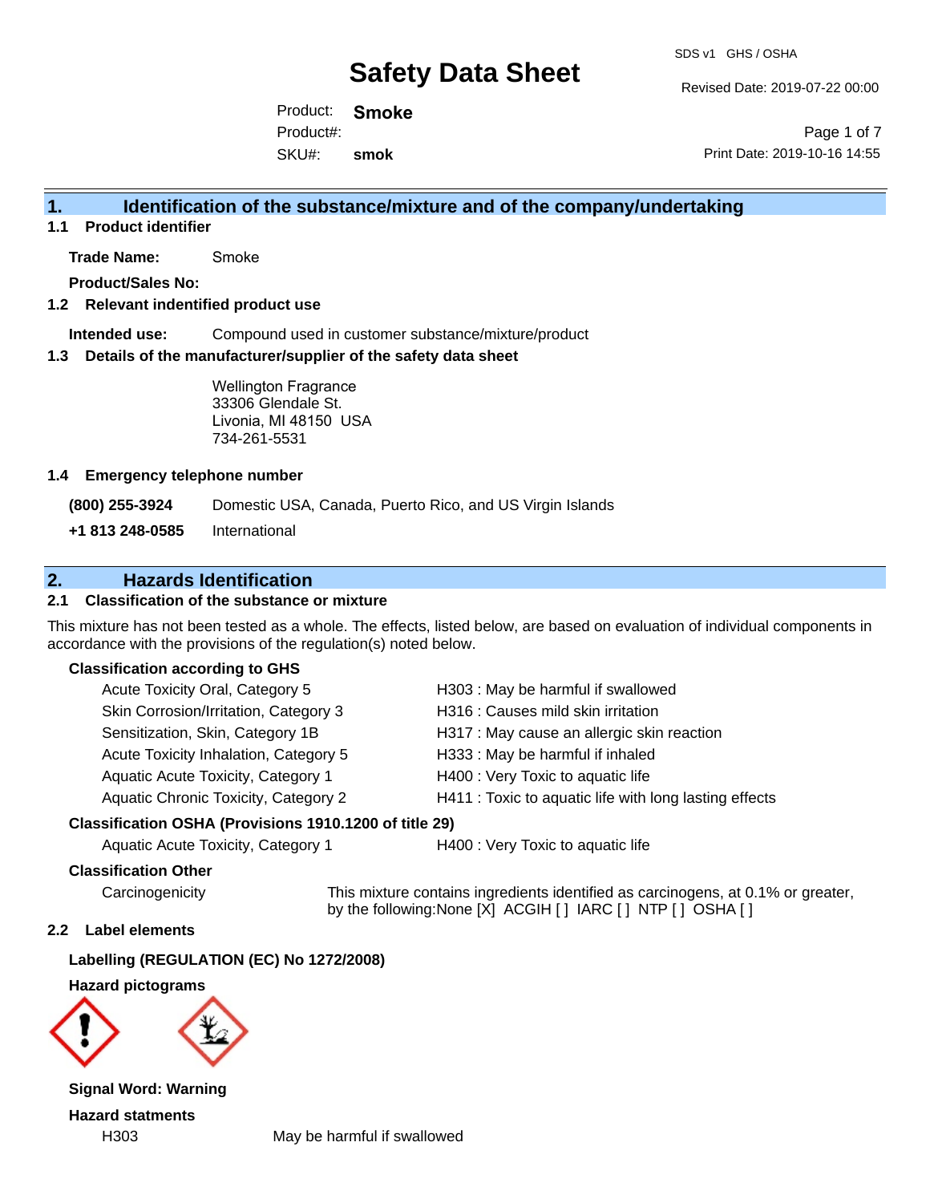# Safety Data Sheet

SDS v1 GHS / OSHA

Revised Date: 2019-07-22 00:00

Product: **Smoke**
Product#:
SKU#: **smok**

Print Date: 2019-10-16 14:55

## 1. Identification of the substance/mixture and of the company/undertaking

### 1.1 Product identifier

**Trade Name:** Smoke

**Product/Sales No:**

### 1.2 Relevant indentified product use

**Intended use:** Compound used in customer substance/mixture/product

### 1.3 Details of the manufacturer/supplier of the safety data sheet

Wellington Fragrance
33306 Glendale St.
Livonia, MI 48150 USA
734-261-5531

### 1.4 Emergency telephone number

| | |
|---|---|
| **(800) 255-3924** | Domestic USA, Canada, Puerto Rico, and US Virgin Islands |
| **+1 813 248-0585** | International |

## 2. Hazards Identification

### 2.1 Classification of the substance or mixture

This mixture has not been tested as a whole. The effects, listed below, are based on evaluation of individual components in accordance with the provisions of the regulation(s) noted below.

**Classification according to GHS**

| | |
|---|---|
| Acute Toxicity Oral, Category 5 | H303 : May be harmful if swallowed |
| Skin Corrosion/Irritation, Category 3 | H316 : Causes mild skin irritation |
| Sensitization, Skin, Category 1B | H317 : May cause an allergic skin reaction |
| Acute Toxicity Inhalation, Category 5 | H333 : May be harmful if inhaled |
| Aquatic Acute Toxicity, Category 1 | H400 : Very Toxic to aquatic life |
| Aquatic Chronic Toxicity, Category 2 | H411 : Toxic to aquatic life with long lasting effects |

**Classification OSHA (Provisions 1910.1200 of title 29)**

| | |
|---|---|
| Aquatic Acute Toxicity, Category 1 | H400 : Very Toxic to aquatic life |

**Classification Other**

Carcinogenicity — This mixture contains ingredients identified as carcinogens, at 0.1% or greater, by the following:None [X] ACGIH [ ] IARC [ ] NTP [ ] OSHA [ ]

### 2.2 Label elements

**Labelling (REGULATION (EC) No 1272/2008)**

**Hazard pictograms**

**Signal Word: Warning**

**Hazard statments**

| | |
|---|---|
| H303 | May be harmful if swallowed |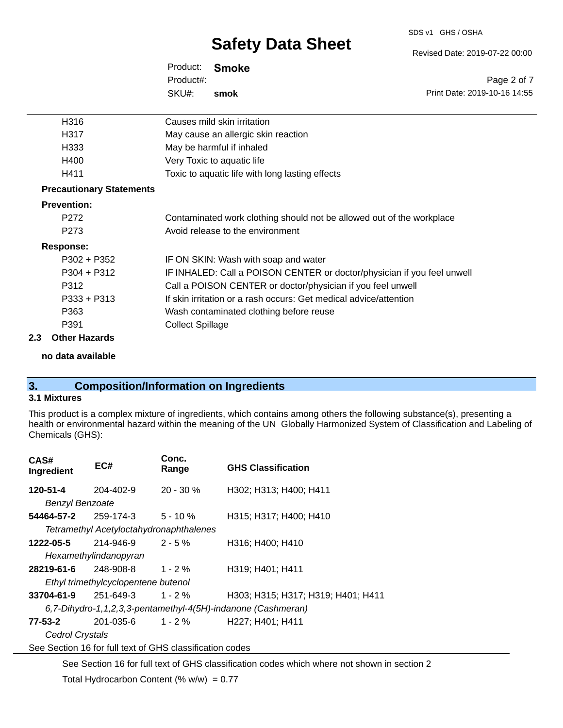| | |
|---|---|
| H316 | Causes mild skin irritation |
| H317 | May cause an allergic skin reaction |
| H333 | May be harmful if inhaled |
| H400 | Very Toxic to aquatic life |
| H411 | Toxic to aquatic life with long lasting effects |

**Precautionary Statements**

**Prevention:**

| | |
|---|---|
| P272 | Contaminated work clothing should not be allowed out of the workplace |
| P273 | Avoid release to the environment |

**Response:**

| | |
|---|---|
| P302 + P352 | IF ON SKIN: Wash with soap and water |
| P304 + P312 | IF INHALED: Call a POISON CENTER or doctor/physician if you feel unwell |
| P312 | Call a POISON CENTER or doctor/physician if you feel unwell |
| P333 + P313 | If skin irritation or a rash occurs: Get medical advice/attention |
| P363 | Wash contaminated clothing before reuse |
| P391 | Collect Spillage |

### 2.3 Other Hazards

**no data available**

## 3. Composition/Information on Ingredients

### 3.1 Mixtures

This product is a complex mixture of ingredients, which contains among others the following substance(s), presenting a health or environmental hazard within the meaning of the UN Globally Harmonized System of Classification and Labeling of Chemicals (GHS):

| CAS# Ingredient | EC# | Conc. Range | GHS Classification |
|---|---|---|---|
| **120-51-4** | 204-402-9 | 20 - 30 % | H302; H313; H400; H411 |
| *Benzyl Benzoate* | | | |
| **54464-57-2** | 259-174-3 | 5 - 10 % | H315; H317; H400; H410 |
| *Tetramethyl Acetyloctahydronaphthalenes* | | | |
| **1222-05-5** | 214-946-9 | 2 - 5 % | H316; H400; H410 |
| *Hexamethylindanopyran* | | | |
| **28219-61-6** | 248-908-8 | 1 - 2 % | H319; H401; H411 |
| *Ethyl trimethylcyclopentene butenol* | | | |
| **33704-61-9** | 251-649-3 | 1 - 2 % | H303; H315; H317; H319; H401; H411 |
| *6,7-Dihydro-1,1,2,3,3-pentamethyl-4(5H)-indanone (Cashmeran)* | | | |
| **77-53-2** | 201-035-6 | 1 - 2 % | H227; H401; H411 |
| *Cedrol Crystals* | | | |

See Section 16 for full text of GHS classification codes

See Section 16 for full text of GHS classification codes which where not shown in section 2

Total Hydrocarbon Content (% w/w) = 0.77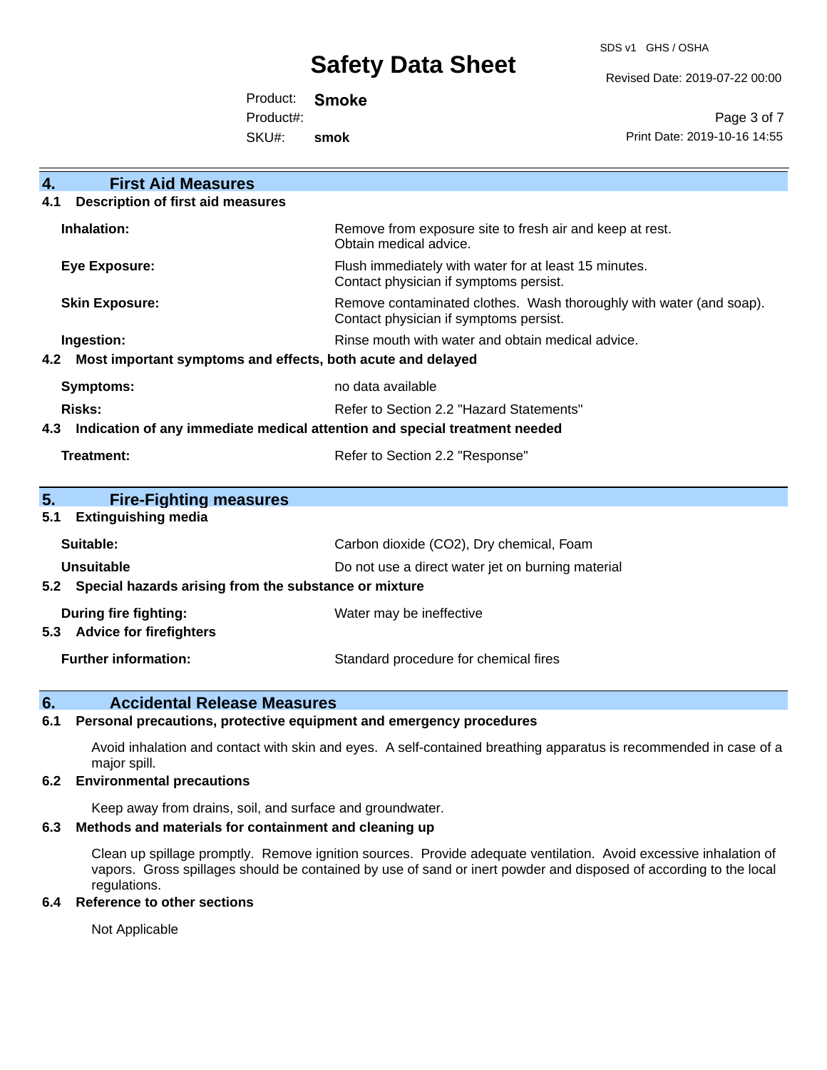## 4. First Aid Measures

### 4.1 Description of first aid measures

| | |
|---|---|
| **Inhalation:** | Remove from exposure site to fresh air and keep at rest. Obtain medical advice. |
| **Eye Exposure:** | Flush immediately with water for at least 15 minutes. Contact physician if symptoms persist. |
| **Skin Exposure:** | Remove contaminated clothes. Wash thoroughly with water (and soap). Contact physician if symptoms persist. |
| **Ingestion:** | Rinse mouth with water and obtain medical advice. |

### 4.2 Most important symptoms and effects, both acute and delayed

| | |
|---|---|
| **Symptoms:** | no data available |
| **Risks:** | Refer to Section 2.2 "Hazard Statements" |

### 4.3 Indication of any immediate medical attention and special treatment needed

| | |
|---|---|
| **Treatment:** | Refer to Section 2.2 "Response" |

## 5. Fire-Fighting measures

### 5.1 Extinguishing media

| | |
|---|---|
| **Suitable:** | Carbon dioxide ($CO_2$), Dry chemical, Foam |
| **Unsuitable** | Do not use a direct water jet on burning material |

### 5.2 Special hazards arising from the substance or mixture

| | |
|---|---|
| **During fire fighting:** | Water may be ineffective |

### 5.3 Advice for firefighters

| | |
|---|---|
| **Further information:** | Standard procedure for chemical fires |

## 6. Accidental Release Measures

### 6.1 Personal precautions, protective equipment and emergency procedures

Avoid inhalation and contact with skin and eyes. A self-contained breathing apparatus is recommended in case of a major spill.

### 6.2 Environmental precautions

Keep away from drains, soil, and surface and groundwater.

### 6.3 Methods and materials for containment and cleaning up

Clean up spillage promptly. Remove ignition sources. Provide adequate ventilation. Avoid excessive inhalation of vapors. Gross spillages should be contained by use of sand or inert powder and disposed of according to the local regulations.

### 6.4 Reference to other sections

Not Applicable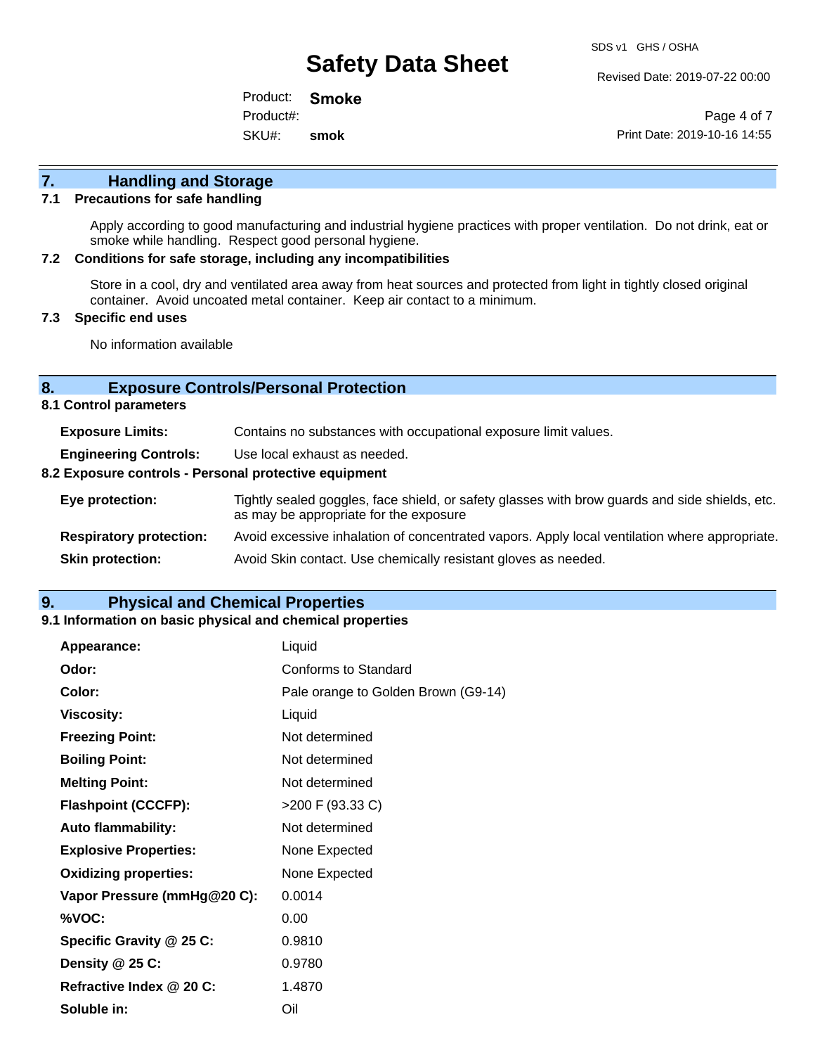## 7. Handling and Storage

### 7.1 Precautions for safe handling

Apply according to good manufacturing and industrial hygiene practices with proper ventilation. Do not drink, eat or smoke while handling. Respect good personal hygiene.

### 7.2 Conditions for safe storage, including any incompatibilities

Store in a cool, dry and ventilated area away from heat sources and protected from light in tightly closed original container. Avoid uncoated metal container. Keep air contact to a minimum.

### 7.3 Specific end uses

No information available

## 8. Exposure Controls/Personal Protection

### 8.1 Control parameters

**Exposure Limits:** Contains no substances with occupational exposure limit values.

**Engineering Controls:** Use local exhaust as needed.

### 8.2 Exposure controls - Personal protective equipment

**Eye protection:** Tightly sealed goggles, face shield, or safety glasses with brow guards and side shields, etc. as may be appropriate for the exposure

**Respiratory protection:** Avoid excessive inhalation of concentrated vapors. Apply local ventilation where appropriate.

**Skin protection:** Avoid Skin contact. Use chemically resistant gloves as needed.

## 9. Physical and Chemical Properties

### 9.1 Information on basic physical and chemical properties

| | |
|---|---|
| **Appearance:** | Liquid |
| **Odor:** | Conforms to Standard |
| **Color:** | Pale orange to Golden Brown (G9-14) |
| **Viscosity:** | Liquid |
| **Freezing Point:** | Not determined |
| **Boiling Point:** | Not determined |
| **Melting Point:** | Not determined |
| **Flashpoint (CCCFP):** | >200 F (93.33 C) |
| **Auto flammability:** | Not determined |
| **Explosive Properties:** | None Expected |
| **Oxidizing properties:** | None Expected |
| **Vapor Pressure (mmHg@20 C):** | 0.0014 |
| **%VOC:** | 0.00 |
| **Specific Gravity @ 25 C:** | 0.9810 |
| **Density @ 25 C:** | 0.9780 |
| **Refractive Index @ 20 C:** | 1.4870 |
| **Soluble in:** | Oil |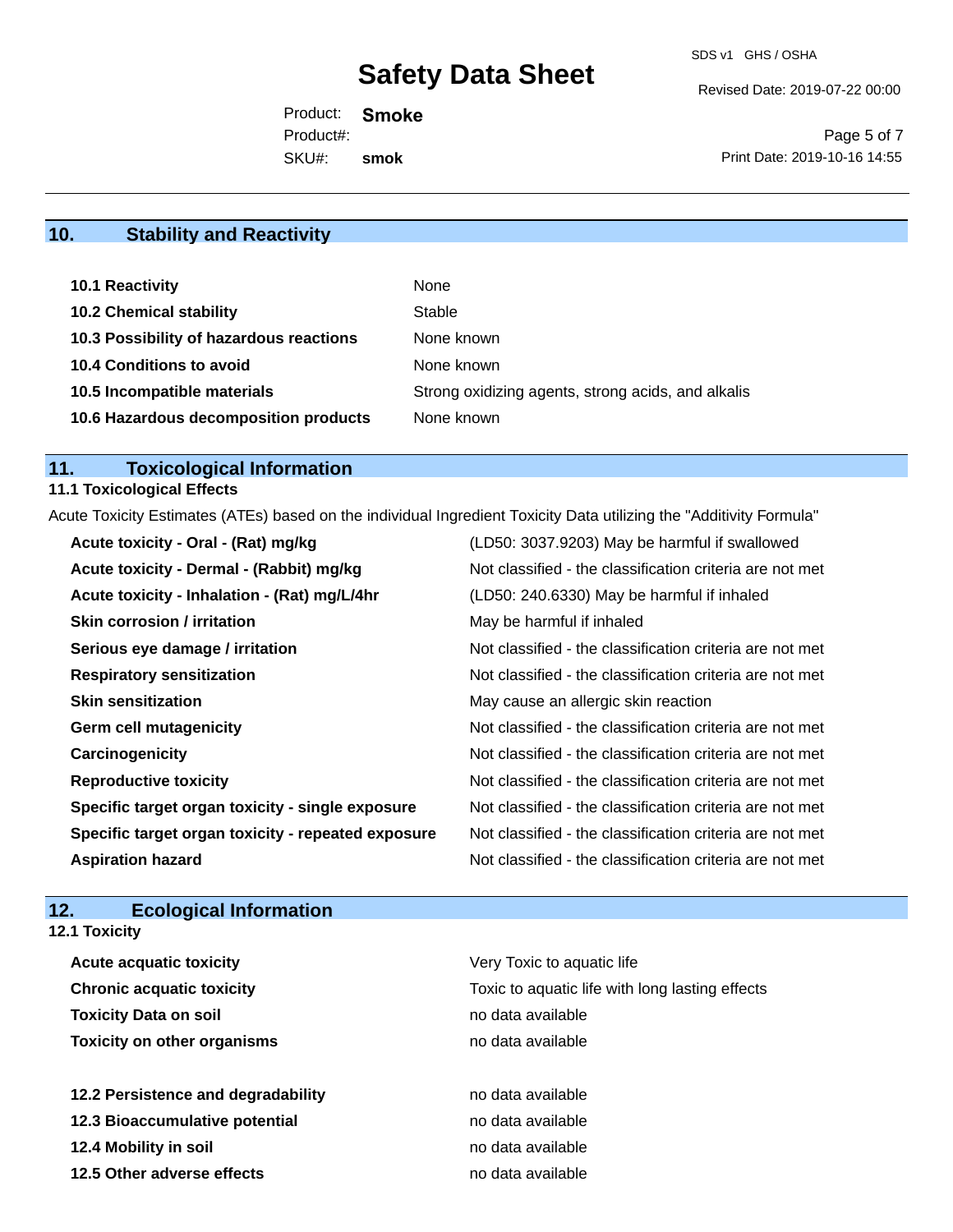## 10. Stability and Reactivity

| | |
|---|---|
| **10.1 Reactivity** | None |
| **10.2 Chemical stability** | Stable |
| **10.3 Possibility of hazardous reactions** | None known |
| **10.4 Conditions to avoid** | None known |
| **10.5 Incompatible materials** | Strong oxidizing agents, strong acids, and alkalis |
| **10.6 Hazardous decomposition products** | None known |

## 11. Toxicological Information

### 11.1 Toxicological Effects

Acute Toxicity Estimates (ATEs) based on the individual Ingredient Toxicity Data utilizing the "Additivity Formula"

| | |
|---|---|
| **Acute toxicity - Oral - (Rat) mg/kg** | (LD50: 3037.9203) May be harmful if swallowed |
| **Acute toxicity - Dermal - (Rabbit) mg/kg** | Not classified - the classification criteria are not met |
| **Acute toxicity - Inhalation - (Rat) mg/L/4hr** | (LD50: 240.6330) May be harmful if inhaled |
| **Skin corrosion / irritation** | May be harmful if inhaled |
| **Serious eye damage / irritation** | Not classified - the classification criteria are not met |
| **Respiratory sensitization** | Not classified - the classification criteria are not met |
| **Skin sensitization** | May cause an allergic skin reaction |
| **Germ cell mutagenicity** | Not classified - the classification criteria are not met |
| **Carcinogenicity** | Not classified - the classification criteria are not met |
| **Reproductive toxicity** | Not classified - the classification criteria are not met |
| **Specific target organ toxicity - single exposure** | Not classified - the classification criteria are not met |
| **Specific target organ toxicity - repeated exposure** | Not classified - the classification criteria are not met |
| **Aspiration hazard** | Not classified - the classification criteria are not met |

## 12. Ecological Information

### 12.1 Toxicity

| | |
|---|---|
| **Acute acquatic toxicity** | Very Toxic to aquatic life |
| **Chronic acquatic toxicity** | Toxic to aquatic life with long lasting effects |
| **Toxicity Data on soil** | no data available |
| **Toxicity on other organisms** | no data available |

| | |
|---|---|
| **12.2 Persistence and degradability** | no data available |
| **12.3 Bioaccumulative potential** | no data available |
| **12.4 Mobility in soil** | no data available |
| **12.5 Other adverse effects** | no data available |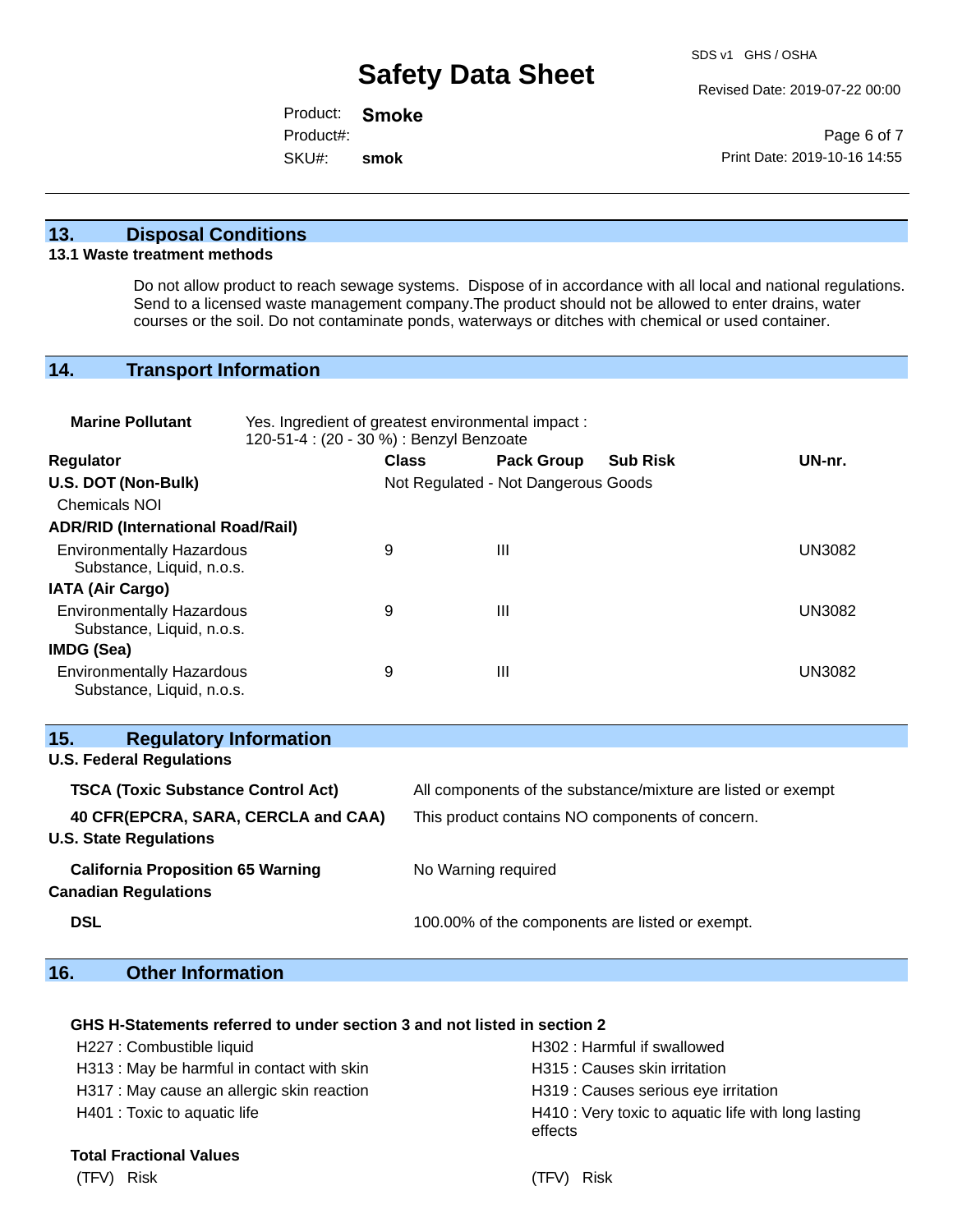## 13. Disposal Conditions

### 13.1 Waste treatment methods

Do not allow product to reach sewage systems. Dispose of in accordance with all local and national regulations. Send to a licensed waste management company.The product should not be allowed to enter drains, water courses or the soil. Do not contaminate ponds, waterways or ditches with chemical or used container.

## 14. Transport Information

**Marine Pollutant** Yes. Ingredient of greatest environmental impact : 120-51-4 : (20 - 30 %) : Benzyl Benzoate

| Regulator | Class | Pack Group | Sub Risk | UN-nr. |
|---|---|---|---|---|
| **U.S. DOT (Non-Bulk)** | Not Regulated - Not Dangerous Goods | | | |
| Chemicals NOI | | | | |
| **ADR/RID (International Road/Rail)** | | | | |
| Environmentally Hazardous Substance, Liquid, n.o.s. | 9 | III | | UN3082 |
| **IATA (Air Cargo)** | | | | |
| Environmentally Hazardous Substance, Liquid, n.o.s. | 9 | III | | UN3082 |
| **IMDG (Sea)** | | | | |
| Environmentally Hazardous Substance, Liquid, n.o.s. | 9 | III | | UN3082 |

## 15. Regulatory Information

**U.S. Federal Regulations**

| | |
|---|---|
| **TSCA (Toxic Substance Control Act)** | All components of the substance/mixture are listed or exempt |
| **40 CFR(EPCRA, SARA, CERCLA and CAA)** | This product contains NO components of concern. |

**U.S. State Regulations**

| | |
|---|---|
| **California Proposition 65 Warning** | No Warning required |

**Canadian Regulations**

| | |
|---|---|
| **DSL** | 100.00% of the components are listed or exempt. |

## 16. Other Information

**GHS H-Statements referred to under section 3 and not listed in section 2**

- H227 : Combustible liquid
- H302 : Harmful if swallowed
- H313 : May be harmful in contact with skin
- H315 : Causes skin irritation
- H317 : May cause an allergic skin reaction
- H319 : Causes serious eye irritation
- H401 : Toxic to aquatic life
- H410 : Very toxic to aquatic life with long lasting effects

**Total Fractional Values**

| (TFV) | Risk | (TFV) | Risk |
|---|---|---|---|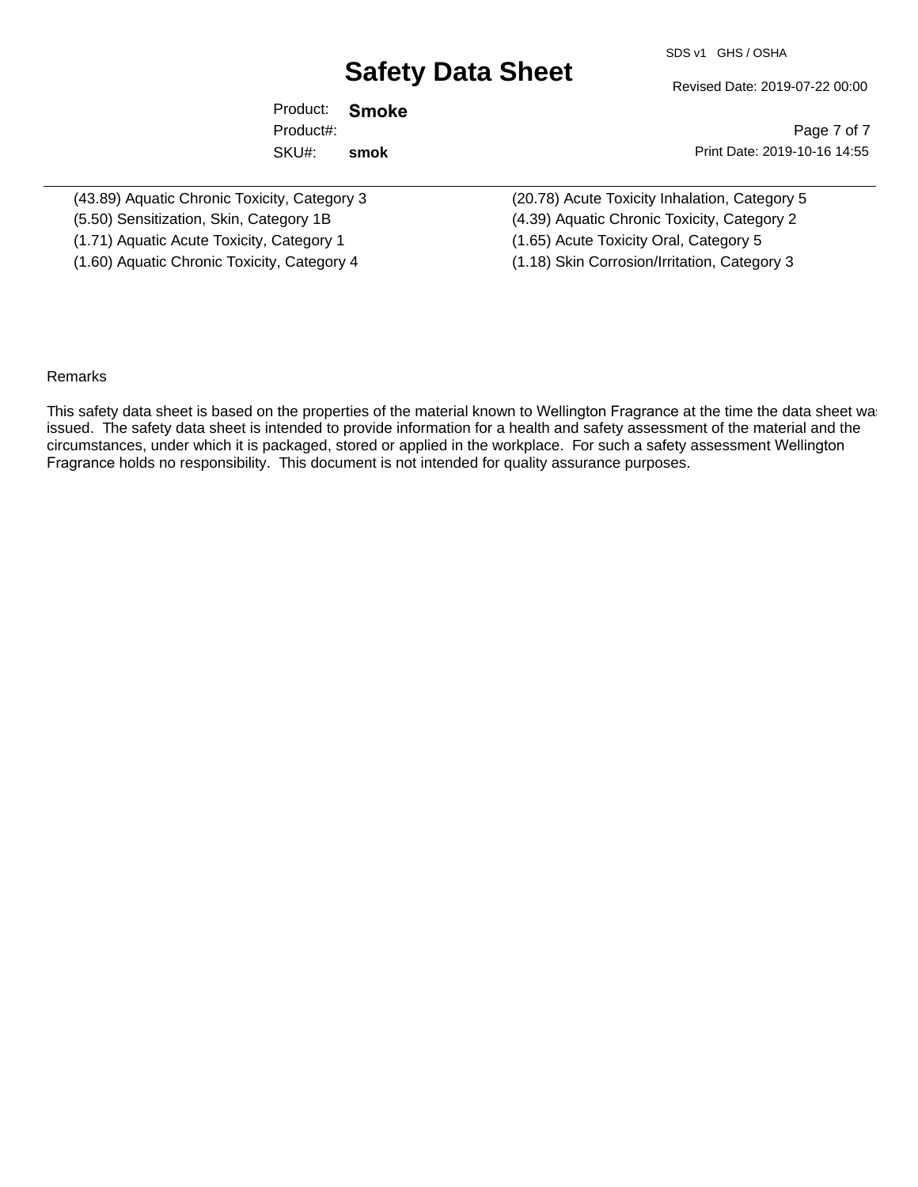(43.89) Aquatic Chronic Toxicity, Category 3

(5.50) Sensitization, Skin, Category 1B

(1.71) Aquatic Acute Toxicity, Category 1

(1.60) Aquatic Chronic Toxicity, Category 4

(20.78) Acute Toxicity Inhalation, Category 5

(4.39) Aquatic Chronic Toxicity, Category 2

(1.65) Acute Toxicity Oral, Category 5

(1.18) Skin Corrosion/Irritation, Category 3

Remarks

This safety data sheet is based on the properties of the material known to Wellington Fragrance at the time the data sheet was issued. The safety data sheet is intended to provide information for a health and safety assessment of the material and the circumstances, under which it is packaged, stored or applied in the workplace. For such a safety assessment Wellington Fragrance holds no responsibility. This document is not intended for quality assurance purposes.